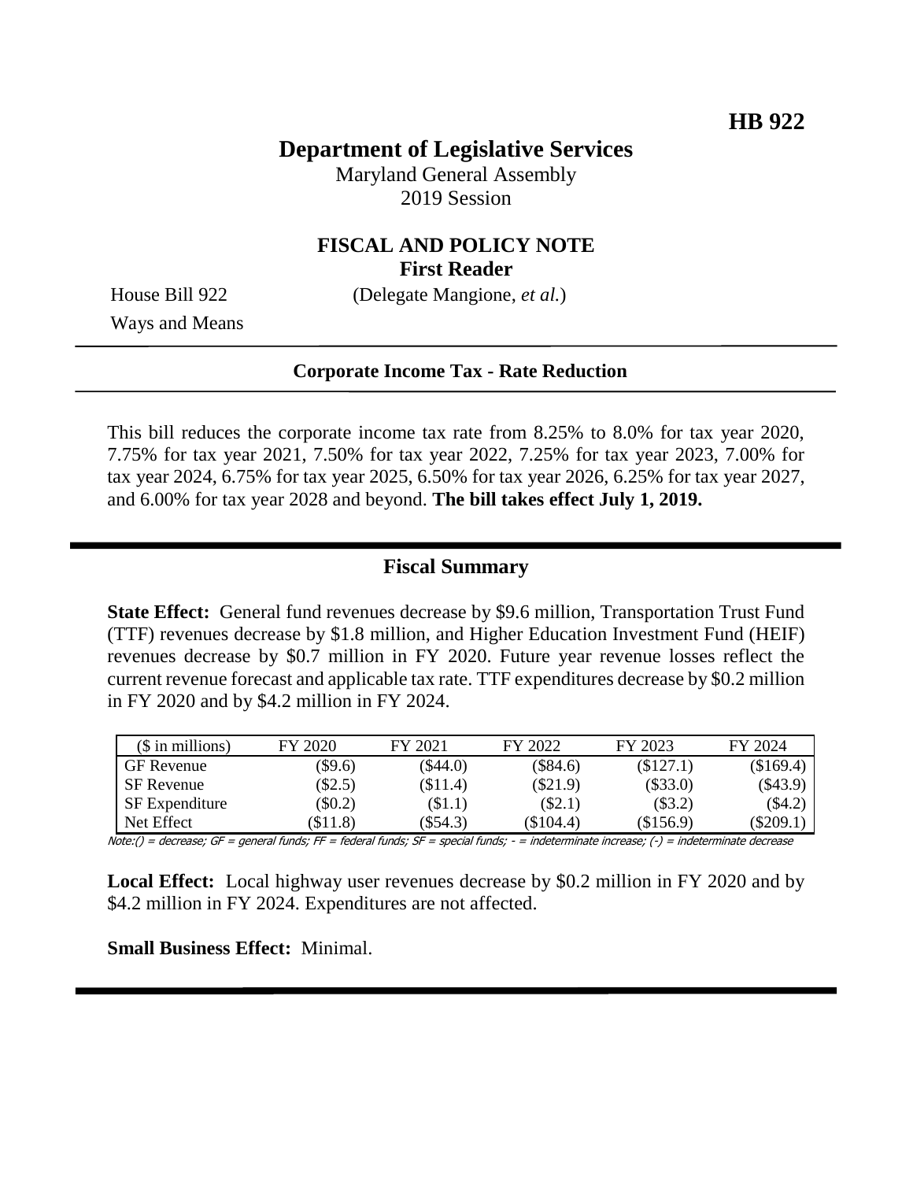**HB 922**

# Department of Legislative Services

Maryland General Assembly
2019 Session

## FISCAL AND POLICY NOTE
**First Reader**

House Bill 922 (Delegate Mangione, *et al.*)
Ways and Means

**Corporate Income Tax - Rate Reduction**

This bill reduces the corporate income tax rate from 8.25% to 8.0% for tax year 2020, 7.75% for tax year 2021, 7.50% for tax year 2022, 7.25% for tax year 2023, 7.00% for tax year 2024, 6.75% for tax year 2025, 6.50% for tax year 2026, 6.25% for tax year 2027, and 6.00% for tax year 2028 and beyond. **The bill takes effect July 1, 2019.**

## Fiscal Summary

**State Effect:** General fund revenues decrease by $9.6 million, Transportation Trust Fund (TTF) revenues decrease by $1.8 million, and Higher Education Investment Fund (HEIF) revenues decrease by $0.7 million in FY 2020. Future year revenue losses reflect the current revenue forecast and applicable tax rate. TTF expenditures decrease by $0.2 million in FY 2020 and by $4.2 million in FY 2024.

| ($ in millions) | FY 2020 | FY 2021 | FY 2022 | FY 2023 | FY 2024 |
|---|---|---|---|---|---|
| GF Revenue | ($9.6) | ($44.0) | ($84.6) | ($127.1) | ($169.4) |
| SF Revenue | ($2.5) | ($11.4) | ($21.9) | ($33.0) | ($43.9) |
| SF Expenditure | ($0.2) | ($1.1) | ($2.1) | ($3.2) | ($4.2) |
| Net Effect | ($11.8) | ($54.3) | ($104.4) | ($156.9) | ($209.1) |

Note:() = decrease; GF = general funds; FF = federal funds; SF = special funds; - = indeterminate increase; (-) = indeterminate decrease

**Local Effect:** Local highway user revenues decrease by $0.2 million in FY 2020 and by $4.2 million in FY 2024. Expenditures are not affected.

**Small Business Effect:** Minimal.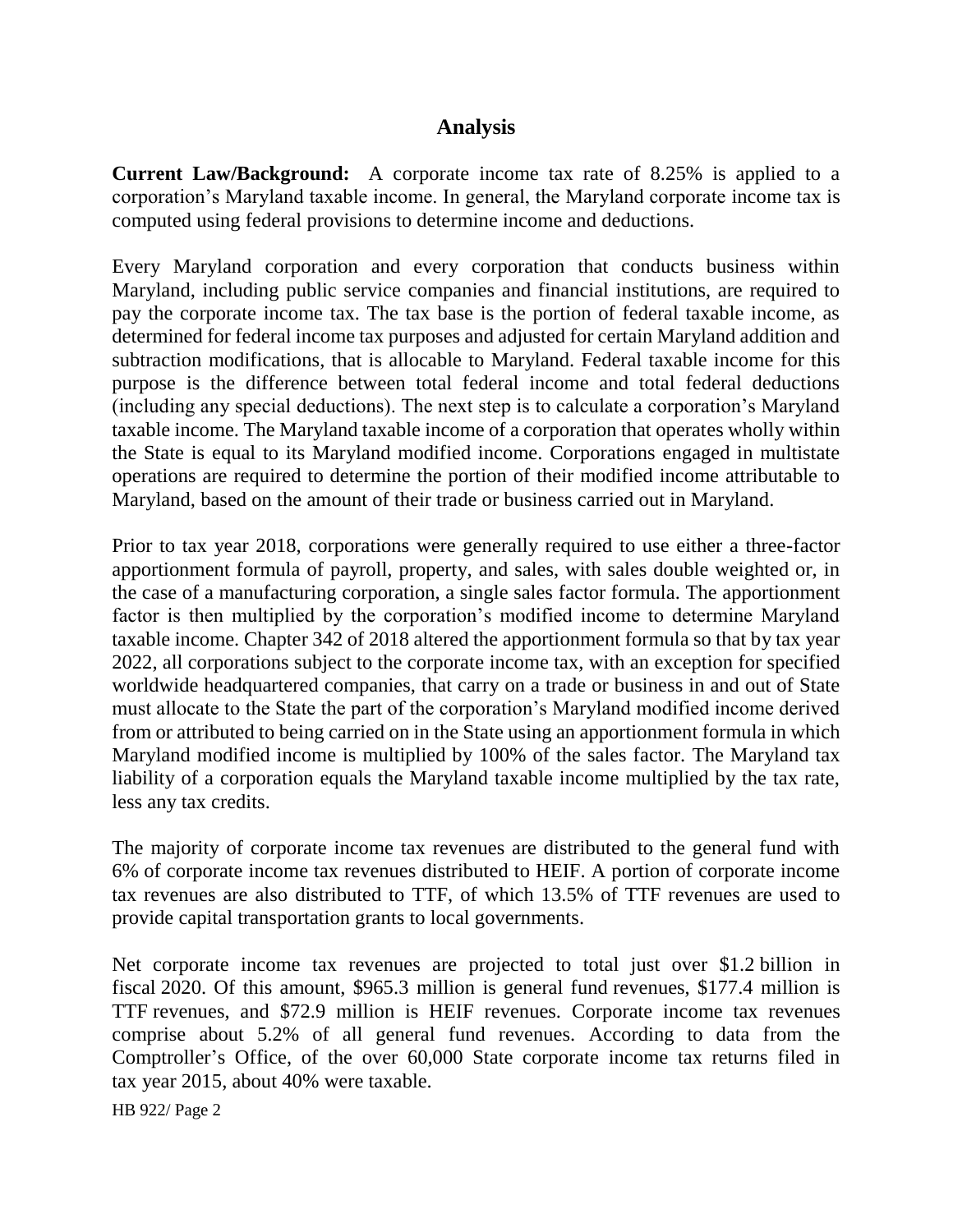## Analysis

**Current Law/Background:** A corporate income tax rate of 8.25% is applied to a corporation's Maryland taxable income. In general, the Maryland corporate income tax is computed using federal provisions to determine income and deductions.

Every Maryland corporation and every corporation that conducts business within Maryland, including public service companies and financial institutions, are required to pay the corporate income tax. The tax base is the portion of federal taxable income, as determined for federal income tax purposes and adjusted for certain Maryland addition and subtraction modifications, that is allocable to Maryland. Federal taxable income for this purpose is the difference between total federal income and total federal deductions (including any special deductions). The next step is to calculate a corporation's Maryland taxable income. The Maryland taxable income of a corporation that operates wholly within the State is equal to its Maryland modified income. Corporations engaged in multistate operations are required to determine the portion of their modified income attributable to Maryland, based on the amount of their trade or business carried out in Maryland.

Prior to tax year 2018, corporations were generally required to use either a three-factor apportionment formula of payroll, property, and sales, with sales double weighted or, in the case of a manufacturing corporation, a single sales factor formula. The apportionment factor is then multiplied by the corporation's modified income to determine Maryland taxable income. Chapter 342 of 2018 altered the apportionment formula so that by tax year 2022, all corporations subject to the corporate income tax, with an exception for specified worldwide headquartered companies, that carry on a trade or business in and out of State must allocate to the State the part of the corporation's Maryland modified income derived from or attributed to being carried on in the State using an apportionment formula in which Maryland modified income is multiplied by 100% of the sales factor. The Maryland tax liability of a corporation equals the Maryland taxable income multiplied by the tax rate, less any tax credits.

The majority of corporate income tax revenues are distributed to the general fund with 6% of corporate income tax revenues distributed to HEIF. A portion of corporate income tax revenues are also distributed to TTF, of which 13.5% of TTF revenues are used to provide capital transportation grants to local governments.

Net corporate income tax revenues are projected to total just over $1.2 billion in fiscal 2020. Of this amount, $965.3 million is general fund revenues, $177.4 million is TTF revenues, and $72.9 million is HEIF revenues. Corporate income tax revenues comprise about 5.2% of all general fund revenues. According to data from the Comptroller's Office, of the over 60,000 State corporate income tax returns filed in tax year 2015, about 40% were taxable.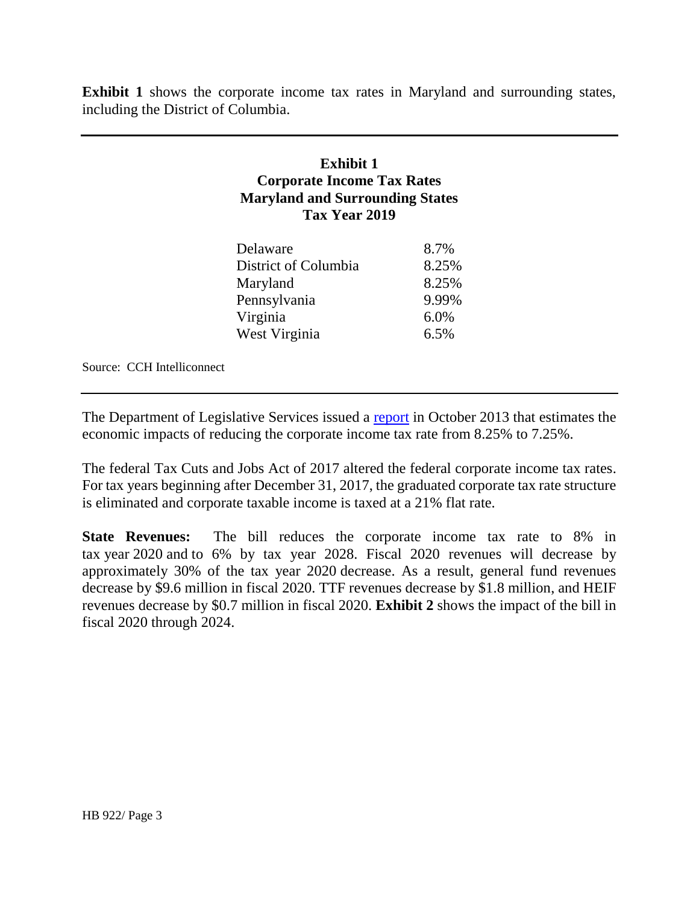**Exhibit 1** shows the corporate income tax rates in Maryland and surrounding states, including the District of Columbia.

**Exhibit 1**
**Corporate Income Tax Rates**
**Maryland and Surrounding States**
**Tax Year 2019**

| State | Rate |
| --- | --- |
| Delaware | 8.7% |
| District of Columbia | 8.25% |
| Maryland | 8.25% |
| Pennsylvania | 9.99% |
| Virginia | 6.0% |
| West Virginia | 6.5% |

Source: CCH Intelliconnect

The Department of Legislative Services issued a [report](report) in October 2013 that estimates the economic impacts of reducing the corporate income tax rate from 8.25% to 7.25%.

The federal Tax Cuts and Jobs Act of 2017 altered the federal corporate income tax rates. For tax years beginning after December 31, 2017, the graduated corporate tax rate structure is eliminated and corporate taxable income is taxed at a 21% flat rate.

**State Revenues:** The bill reduces the corporate income tax rate to 8% in tax year 2020 and to 6% by tax year 2028. Fiscal 2020 revenues will decrease by approximately 30% of the tax year 2020 decrease. As a result, general fund revenues decrease by $9.6 million in fiscal 2020. TTF revenues decrease by $1.8 million, and HEIF revenues decrease by $0.7 million in fiscal 2020. **Exhibit 2** shows the impact of the bill in fiscal 2020 through 2024.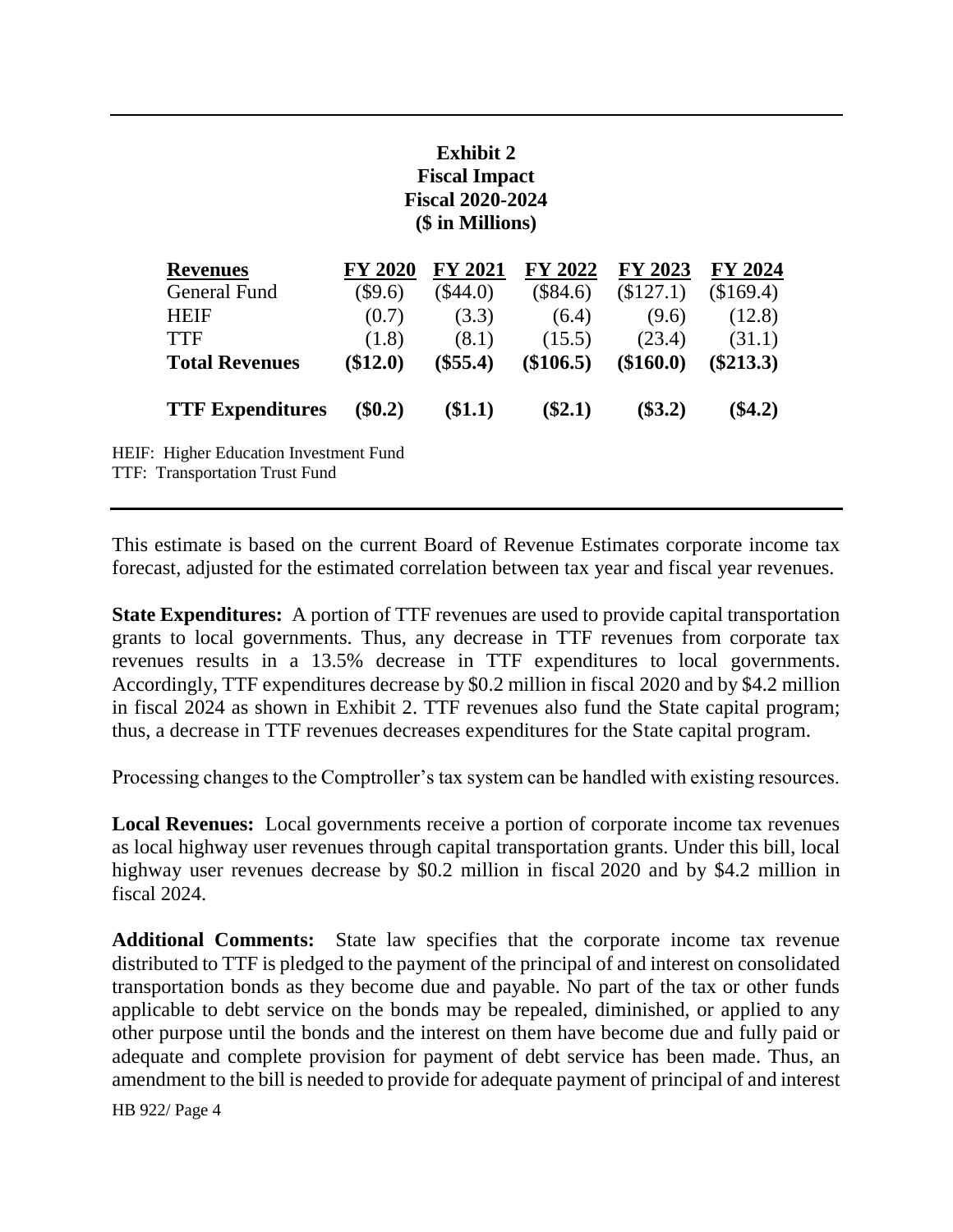**Exhibit 2**
**Fiscal Impact**
**Fiscal 2020-2024**
**($ in Millions)**

| **Revenues** | **FY 2020** | **FY 2021** | **FY 2022** | **FY 2023** | **FY 2024** |
|---|---|---|---|---|---|
| General Fund | ($9.6) | ($44.0) | ($84.6) | ($127.1) | ($169.4) |
| HEIF | (0.7) | (3.3) | (6.4) | (9.6) | (12.8) |
| TTF | (1.8) | (8.1) | (15.5) | (23.4) | (31.1) |
| **Total Revenues** | **($12.0)** | **($55.4)** | **($106.5)** | **($160.0)** | **($213.3)** |
| | | | | | |
| **TTF Expenditures** | **($0.2)** | **($1.1)** | **($2.1)** | **($3.2)** | **($4.2)** |

HEIF: Higher Education Investment Fund
TTF: Transportation Trust Fund

This estimate is based on the current Board of Revenue Estimates corporate income tax forecast, adjusted for the estimated correlation between tax year and fiscal year revenues.

**State Expenditures:** A portion of TTF revenues are used to provide capital transportation grants to local governments. Thus, any decrease in TTF revenues from corporate tax revenues results in a 13.5% decrease in TTF expenditures to local governments. Accordingly, TTF expenditures decrease by $0.2 million in fiscal 2020 and by $4.2 million in fiscal 2024 as shown in Exhibit 2. TTF revenues also fund the State capital program; thus, a decrease in TTF revenues decreases expenditures for the State capital program.

Processing changes to the Comptroller's tax system can be handled with existing resources.

**Local Revenues:** Local governments receive a portion of corporate income tax revenues as local highway user revenues through capital transportation grants. Under this bill, local highway user revenues decrease by $0.2 million in fiscal 2020 and by $4.2 million in fiscal 2024.

**Additional Comments:** State law specifies that the corporate income tax revenue distributed to TTF is pledged to the payment of the principal of and interest on consolidated transportation bonds as they become due and payable. No part of the tax or other funds applicable to debt service on the bonds may be repealed, diminished, or applied to any other purpose until the bonds and the interest on them have become due and fully paid or adequate and complete provision for payment of debt service has been made. Thus, an amendment to the bill is needed to provide for adequate payment of principal of and interest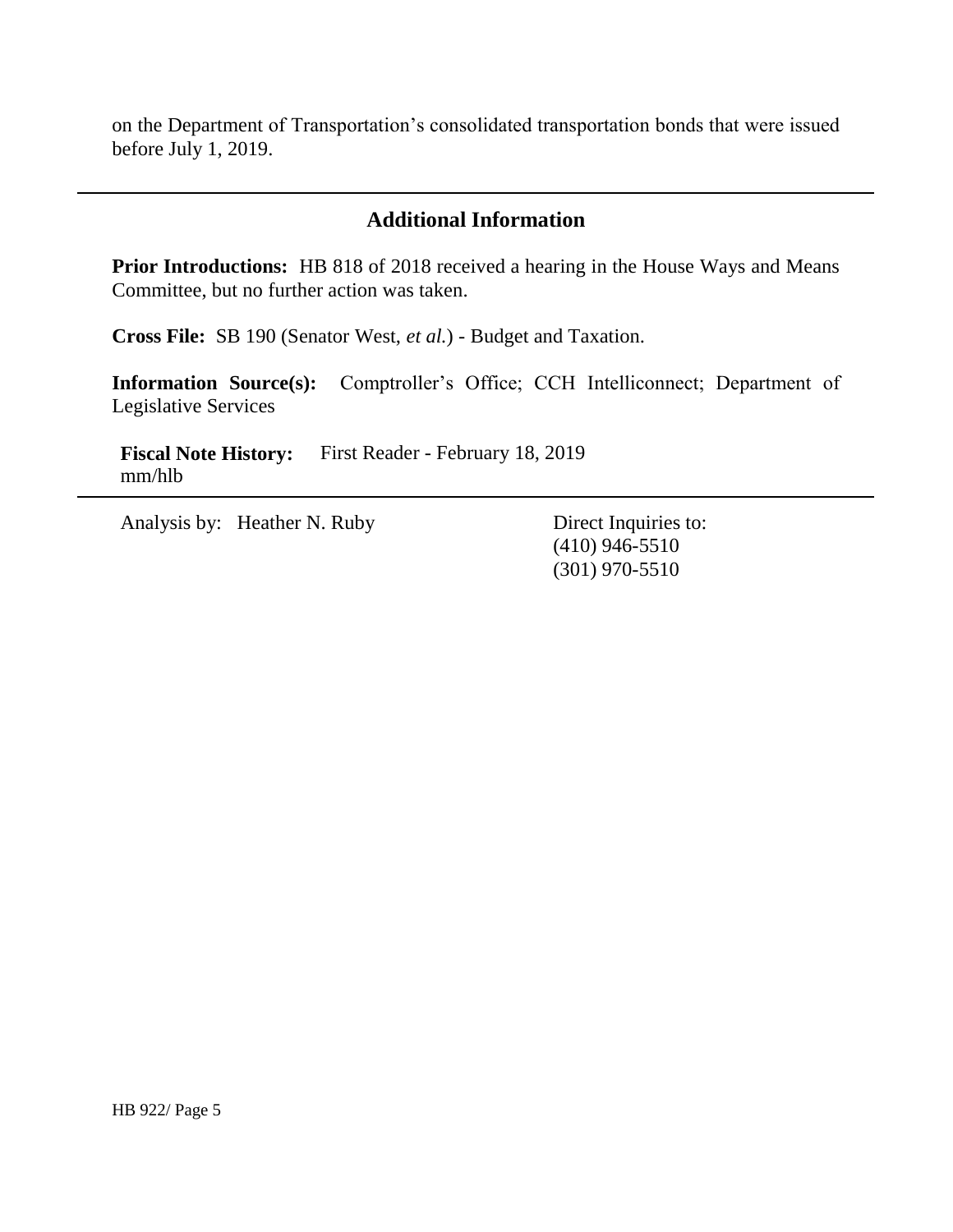on the Department of Transportation's consolidated transportation bonds that were issued before July 1, 2019.

---

## Additional Information

**Prior Introductions:** HB 818 of 2018 received a hearing in the House Ways and Means Committee, but no further action was taken.

**Cross File:** SB 190 (Senator West, *et al.*) - Budget and Taxation.

**Information Source(s):** Comptroller's Office; CCH Intelliconnect; Department of Legislative Services

**Fiscal Note History:** First Reader - February 18, 2019
mm/hlb

---

Analysis by: Heather N. Ruby

Direct Inquiries to:
(410) 946-5510
(301) 970-5510